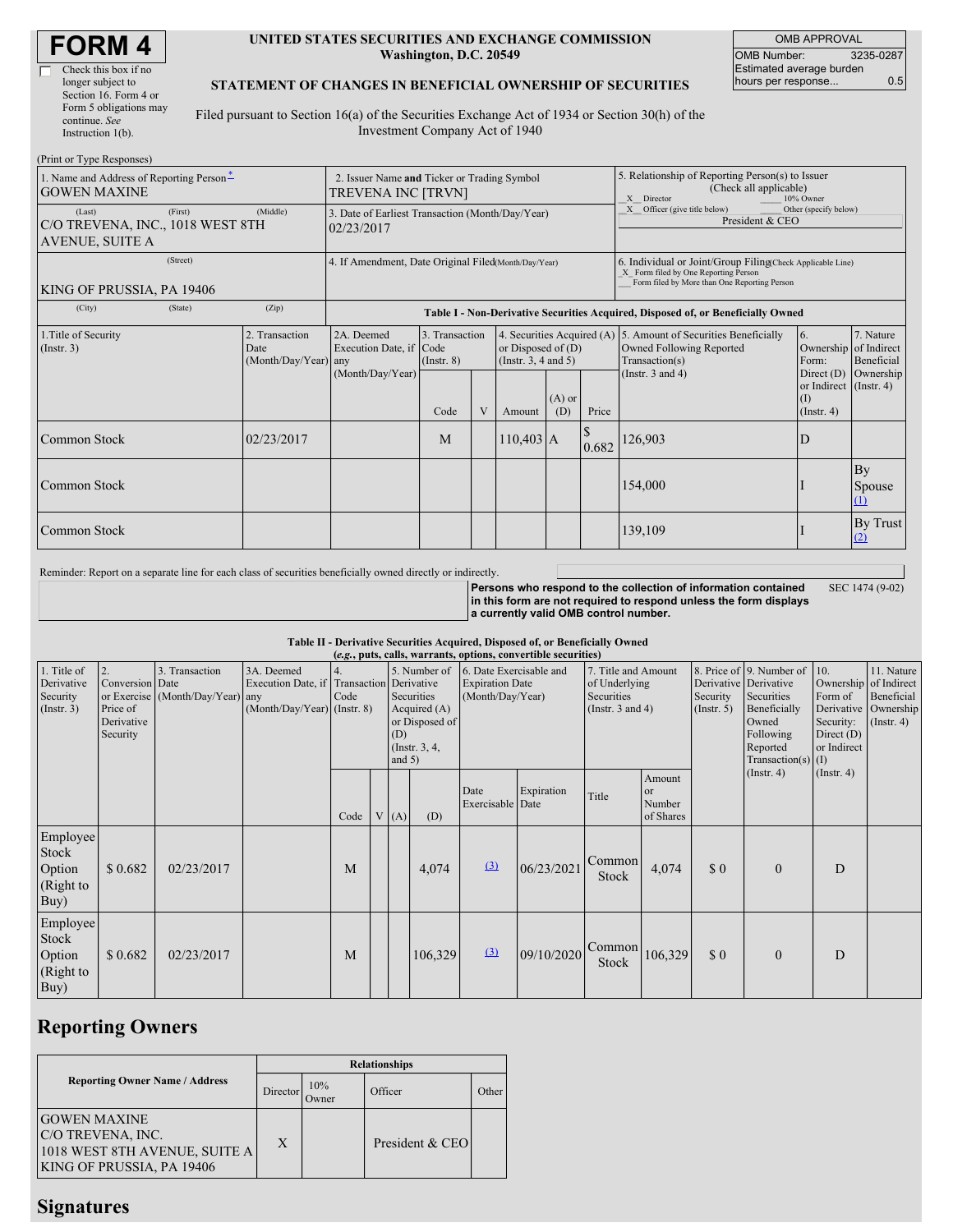# FORM 4

☐ Check this box if no longer subject to Section 16. Form 4 or Form 5 obligations may continue. *See* Instruction 1(b).

**UNITED STATES SECURITIES AND EXCHANGE COMMISSION**
**Washington, D.C. 20549**

**STATEMENT OF CHANGES IN BENEFICIAL OWNERSHIP OF SECURITIES**

Filed pursuant to Section 16(a) of the Securities Exchange Act of 1934 or Section 30(h) of the Investment Company Act of 1940

| OMB APPROVAL | |
|---|---|
| OMB Number: | 3235-0287 |
| Estimated average burden hours per response... | 0.5 |

(Print or Type Responses)

| 1. Name and Address of Reporting Person* | 2. Issuer Name and Ticker or Trading Symbol | 5. Relationship of Reporting Person(s) to Issuer (Check all applicable) |
|---|---|---|
| GOWEN MAXINE | TREVENA INC [TRVN] | X Director ___ 10% Owner |
| (Last) (First) (Middle) C/O TREVENA, INC., 1018 WEST 8TH AVENUE, SUITE A | 3. Date of Earliest Transaction (Month/Day/Year) 02/23/2017 | X Officer (give title below) ___ Other (specify below) President & CEO |
| (Street) KING OF PRUSSIA, PA 19406 | 4. If Amendment, Date Original Filed (Month/Day/Year) | 6. Individual or Joint/Group Filing (Check Applicable Line) _X_ Form filed by One Reporting Person ___ Form filed by More than One Reporting Person |
| (City) (State) (Zip) | | |

**Table I - Non-Derivative Securities Acquired, Disposed of, or Beneficially Owned**

| 1.Title of Security (Instr. 3) | 2. Transaction Date (Month/Day/Year) | 2A. Deemed Execution Date, if any (Month/Day/Year) | 3. Transaction Code (Instr. 8) | | 4. Securities Acquired (A) or Disposed of (D) (Instr. 3, 4 and 5) | | | 5. Amount of Securities Beneficially Owned Following Reported Transaction(s) (Instr. 3 and 4) | 6. Ownership Form: Direct (D) or Indirect (I) (Instr. 4) | 7. Nature of Indirect Beneficial Ownership (Instr. 4) |
|---|---|---|---|---|---|---|---|---|---|---|
| | | | Code | V | Amount | (A) or (D) | Price | | | |
| Common Stock | 02/23/2017 | | M | | 110,403 | A | $ 0.682 | 126,903 | D | |
| Common Stock | | | | | | | | 154,000 | I | By Spouse (1) |
| Common Stock | | | | | | | | 139,109 | I | By Trust (2) |

Reminder: Report on a separate line for each class of securities beneficially owned directly or indirectly.

**Persons who respond to the collection of information contained in this form are not required to respond unless the form displays a currently valid OMB control number.** SEC 1474 (9-02)

**Table II - Derivative Securities Acquired, Disposed of, or Beneficially Owned**
**(*e.g.*, puts, calls, warrants, options, convertible securities)**

| 1. Title of Derivative Security (Instr. 3) | 2. Conversion or Exercise Price of Derivative Security | 3. Transaction Date (Month/Day/Year) | 3A. Deemed Execution Date, if any (Month/Day/Year) | 4. Transaction Code (Instr. 8) | | 5. Number of Derivative Securities Acquired (A) or Disposed of (D) (Instr. 3, 4, and 5) | | 6. Date Exercisable and Expiration Date (Month/Day/Year) | | 7. Title and Amount of Underlying Securities (Instr. 3 and 4) | | 8. Price of Derivative Security (Instr. 5) | 9. Number of Derivative Securities Beneficially Owned Following Reported Transaction(s) (Instr. 4) | 10. Ownership Form of Derivative Security: Direct (D) or Indirect (I) (Instr. 4) | 11. Nature of Indirect Beneficial Ownership (Instr. 4) |
|---|---|---|---|---|---|---|---|---|---|---|---|---|---|---|---|
| | | | | Code | V | (A) | (D) | Date Exercisable | Expiration Date | Title | Amount or Number of Shares | | | | |
| Employee Stock Option (Right to Buy) | $ 0.682 | 02/23/2017 | | M | | | 4,074 | (3) | 06/23/2021 | Common Stock | 4,074 | $ 0 | 0 | D | |
| Employee Stock Option (Right to Buy) | $ 0.682 | 02/23/2017 | | M | | | 106,329 | (3) | 09/10/2020 | Common Stock | 106,329 | $ 0 | 0 | D | |

## Reporting Owners

| Reporting Owner Name / Address | Relationships | | | |
|---|---|---|---|---|
| | Director | 10% Owner | Officer | Other |
| GOWEN MAXINE C/O TREVENA, INC. 1018 WEST 8TH AVENUE, SUITE A KING OF PRUSSIA, PA 19406 | X | | President & CEO | |

## Signatures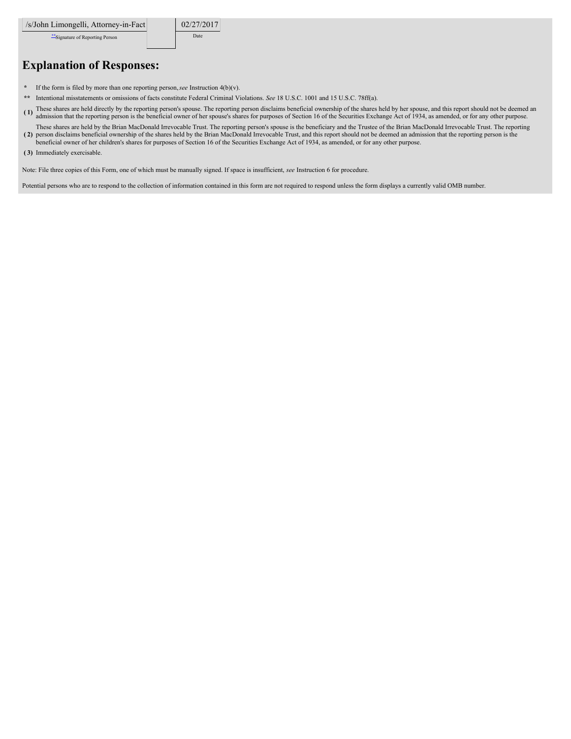| /s/John Limongelli, Attorney-in-Fact | | 02/27/2017 |
| --- | --- | --- |
| **Signature of Reporting Person | | Date |

## Explanation of Responses:

- \* If the form is filed by more than one reporting person, *see* Instruction 4(b)(v).
- ** Intentional misstatements or omissions of facts constitute Federal Criminal Violations. *See* 18 U.S.C. 1001 and 15 U.S.C. 78ff(a).
- **( 1)** These shares are held directly by the reporting person's spouse. The reporting person disclaims beneficial ownership of the shares held by her spouse, and this report should not be deemed an admission that the reporting person is the beneficial owner of her spouse's shares for purposes of Section 16 of the Securities Exchange Act of 1934, as amended, or for any other purpose.
- **( 2)** These shares are held by the Brian MacDonald Irrevocable Trust. The reporting person's spouse is the beneficiary and the Trustee of the Brian MacDonald Irrevocable Trust. The reporting person disclaims beneficial ownership of the shares held by the Brian MacDonald Irrevocable Trust, and this report should not be deemed an admission that the reporting person is the beneficial owner of her children's shares for purposes of Section 16 of the Securities Exchange Act of 1934, as amended, or for any other purpose.
- **( 3)** Immediately exercisable.

Note: File three copies of this Form, one of which must be manually signed. If space is insufficient, *see* Instruction 6 for procedure.

Potential persons who are to respond to the collection of information contained in this form are not required to respond unless the form displays a currently valid OMB number.